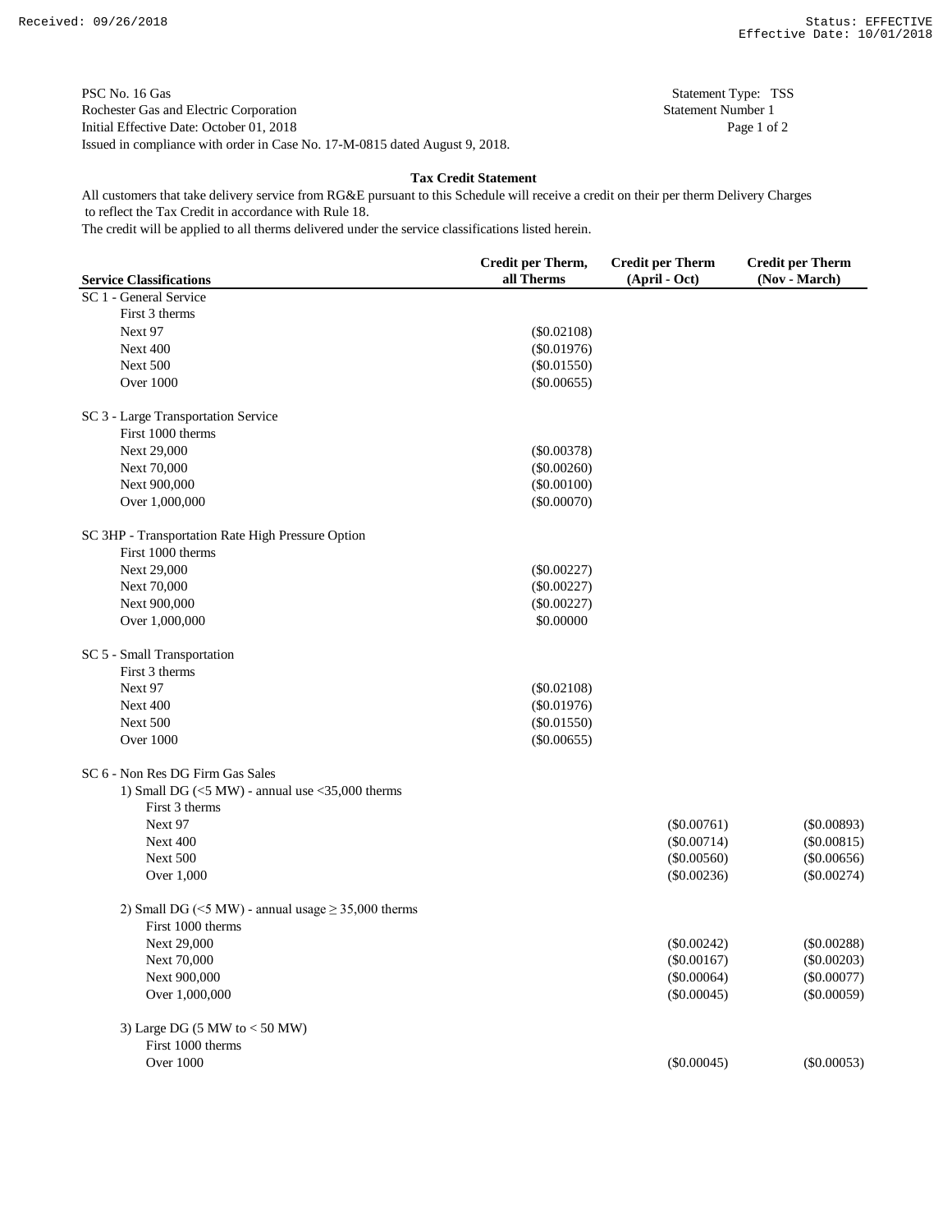PSC No. 16 Gas
Rochester Gas and Electric Corporation
Initial Effective Date: October 01, 2018
Issued in compliance with order in Case No. 17-M-0815 dated August 9, 2018.

Statement Type: TSS
Statement Number 1

## Tax Credit Statement

All customers that take delivery service from RG&E pursuant to this Schedule will receive a credit on their per therm Delivery Charges to reflect the Tax Credit in accordance with Rule 18.
The credit will be applied to all therms delivered under the service classifications listed herein.

| Service Classifications | Credit per Therm, all Therms | Credit per Therm (April - Oct) | Credit per Therm (Nov - March) |
|---|---|---|---|
| SC 1 - General Service | | | |
| First 3 therms | | | |
| Next 97 | ($0.02108) | | |
| Next 400 | ($0.01976) | | |
| Next 500 | ($0.01550) | | |
| Over 1000 | ($0.00655) | | |
| SC 3 - Large Transportation Service | | | |
| First 1000 therms | | | |
| Next 29,000 | ($0.00378) | | |
| Next 70,000 | ($0.00260) | | |
| Next 900,000 | ($0.00100) | | |
| Over 1,000,000 | ($0.00070) | | |
| SC 3HP - Transportation Rate High Pressure Option | | | |
| First 1000 therms | | | |
| Next 29,000 | ($0.00227) | | |
| Next 70,000 | ($0.00227) | | |
| Next 900,000 | ($0.00227) | | |
| Over 1,000,000 | $0.00000 | | |
| SC 5 - Small Transportation | | | |
| First 3 therms | | | |
| Next 97 | ($0.02108) | | |
| Next 400 | ($0.01976) | | |
| Next 500 | ($0.01550) | | |
| Over 1000 | ($0.00655) | | |
| SC 6 - Non Res DG Firm Gas Sales | | | |
| 1) Small DG (<5 MW) - annual use <35,000 therms | | | |
| First 3 therms | | | |
| Next 97 | | ($0.00761) | ($0.00893) |
| Next 400 | | ($0.00714) | ($0.00815) |
| Next 500 | | ($0.00560) | ($0.00656) |
| Over 1,000 | | ($0.00236) | ($0.00274) |
| 2) Small DG (<5 MW) - annual usage ≥ 35,000 therms | | | |
| First 1000 therms | | | |
| Next 29,000 | | ($0.00242) | ($0.00288) |
| Next 70,000 | | ($0.00167) | ($0.00203) |
| Next 900,000 | | ($0.00064) | ($0.00077) |
| Over 1,000,000 | | ($0.00045) | ($0.00059) |
| 3) Large DG (5 MW to < 50 MW) | | | |
| First 1000 therms | | | |
| Over 1000 | | ($0.00045) | ($0.00053) |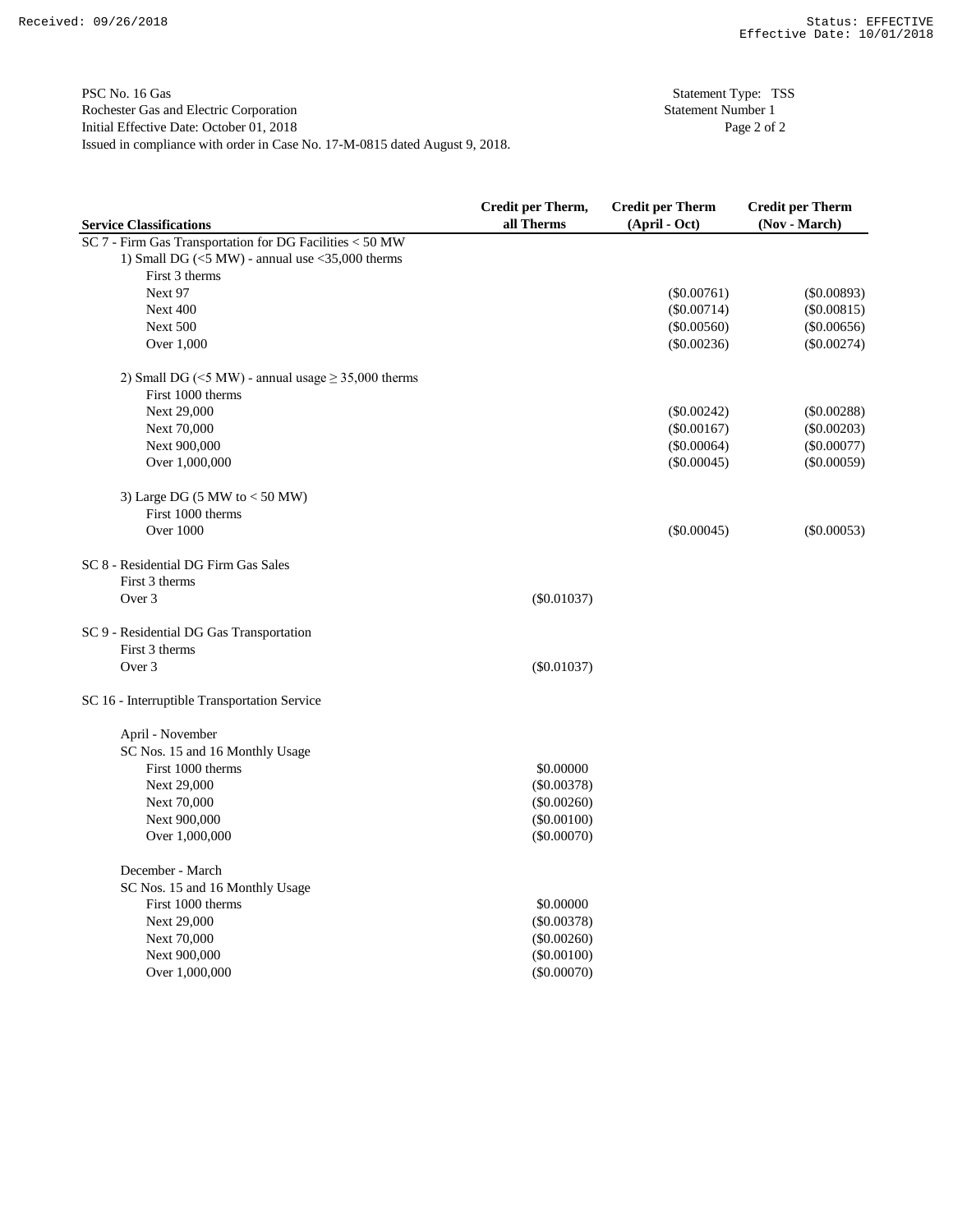PSC No. 16 Gas
Rochester Gas and Electric Corporation
Initial Effective Date: October 01, 2018
Issued in compliance with order in Case No. 17-M-0815 dated August 9, 2018.

Statement Type: TSS
Statement Number 1

| Service Classifications | Credit per Therm, all Therms | Credit per Therm (April - Oct) | Credit per Therm (Nov - March) |
|---|---|---|---|
| SC 7 - Firm Gas Transportation for DG Facilities < 50 MW | | | |
| 1) Small DG (<5 MW) - annual use <35,000 therms | | | |
| First 3 therms | | | |
| Next 97 | | ($0.00761) | ($0.00893) |
| Next 400 | | ($0.00714) | ($0.00815) |
| Next 500 | | ($0.00560) | ($0.00656) |
| Over 1,000 | | ($0.00236) | ($0.00274) |
| | | | |
| 2) Small DG (<5 MW) - annual usage ≥ 35,000 therms | | | |
| First 1000 therms | | | |
| Next 29,000 | | ($0.00242) | ($0.00288) |
| Next 70,000 | | ($0.00167) | ($0.00203) |
| Next 900,000 | | ($0.00064) | ($0.00077) |
| Over 1,000,000 | | ($0.00045) | ($0.00059) |
| | | | |
| 3) Large DG (5 MW to < 50 MW) | | | |
| First 1000 therms | | | |
| Over 1000 | | ($0.00045) | ($0.00053) |
| | | | |
| SC 8 - Residential DG Firm Gas Sales | | | |
| First 3 therms | | | |
| Over 3 | ($0.01037) | | |
| | | | |
| SC 9 - Residential DG Gas Transportation | | | |
| First 3 therms | | | |
| Over 3 | ($0.01037) | | |
| | | | |
| SC 16 - Interruptible Transportation Service | | | |
| | | | |
| April - November | | | |
| SC Nos. 15 and 16 Monthly Usage | | | |
| First 1000 therms | $0.00000 | | |
| Next 29,000 | ($0.00378) | | |
| Next 70,000 | ($0.00260) | | |
| Next 900,000 | ($0.00100) | | |
| Over 1,000,000 | ($0.00070) | | |
| | | | |
| December - March | | | |
| SC Nos. 15 and 16 Monthly Usage | | | |
| First 1000 therms | $0.00000 | | |
| Next 29,000 | ($0.00378) | | |
| Next 70,000 | ($0.00260) | | |
| Next 900,000 | ($0.00100) | | |
| Over 1,000,000 | ($0.00070) | | |